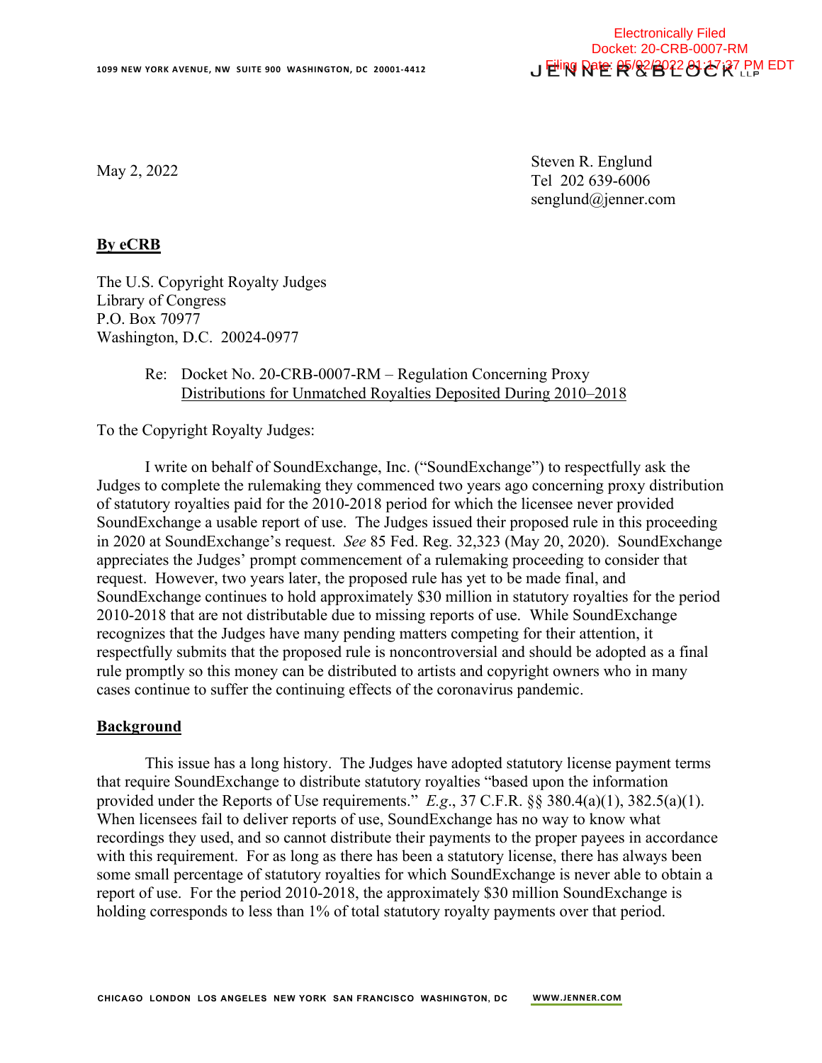Electronically Filed
Docket: 20-CRB-0007-RM
Filing Date: 05/02/2022 01:17:37 PM EDT

1099 NEW YORK AVENUE, NW SUITE 900 WASHINGTON, DC 20001-4412

JENNER & BLOCK LLP

May 2, 2022

Steven R. Englund
Tel 202 639-6006
senglund@jenner.com

**By eCRB**

The U.S. Copyright Royalty Judges
Library of Congress
P.O. Box 70977
Washington, D.C. 20024-0977

Re: Docket No. 20-CRB-0007-RM – Regulation Concerning Proxy Distributions for Unmatched Royalties Deposited During 2010–2018

To the Copyright Royalty Judges:

I write on behalf of SoundExchange, Inc. ("SoundExchange") to respectfully ask the Judges to complete the rulemaking they commenced two years ago concerning proxy distribution of statutory royalties paid for the 2010-2018 period for which the licensee never provided SoundExchange a usable report of use. The Judges issued their proposed rule in this proceeding in 2020 at SoundExchange's request. *See* 85 Fed. Reg. 32,323 (May 20, 2020). SoundExchange appreciates the Judges' prompt commencement of a rulemaking proceeding to consider that request. However, two years later, the proposed rule has yet to be made final, and SoundExchange continues to hold approximately $30 million in statutory royalties for the period 2010-2018 that are not distributable due to missing reports of use. While SoundExchange recognizes that the Judges have many pending matters competing for their attention, it respectfully submits that the proposed rule is noncontroversial and should be adopted as a final rule promptly so this money can be distributed to artists and copyright owners who in many cases continue to suffer the continuing effects of the coronavirus pandemic.

**Background**

This issue has a long history. The Judges have adopted statutory license payment terms that require SoundExchange to distribute statutory royalties "based upon the information provided under the Reports of Use requirements." *E.g.*, 37 C.F.R. §§ 380.4(a)(1), 382.5(a)(1). When licensees fail to deliver reports of use, SoundExchange has no way to know what recordings they used, and so cannot distribute their payments to the proper payees in accordance with this requirement. For as long as there has been a statutory license, there has always been some small percentage of statutory royalties for which SoundExchange is never able to obtain a report of use. For the period 2010-2018, the approximately $30 million SoundExchange is holding corresponds to less than 1% of total statutory royalty payments over that period.

CHICAGO LONDON LOS ANGELES NEW YORK SAN FRANCISCO WASHINGTON, DC WWW.JENNER.COM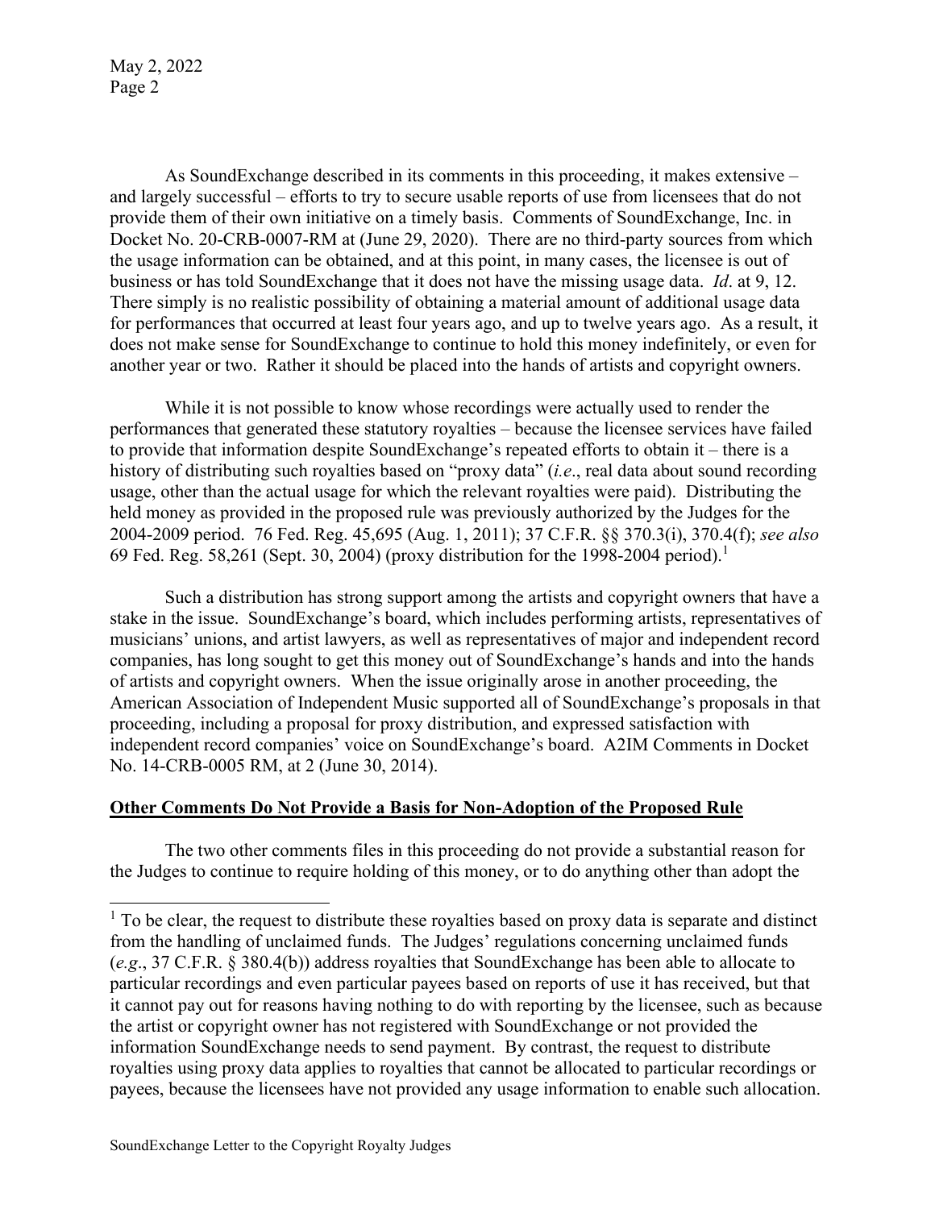As SoundExchange described in its comments in this proceeding, it makes extensive – and largely successful – efforts to try to secure usable reports of use from licensees that do not provide them of their own initiative on a timely basis. Comments of SoundExchange, Inc. in Docket No. 20-CRB-0007-RM at (June 29, 2020). There are no third-party sources from which the usage information can be obtained, and at this point, in many cases, the licensee is out of business or has told SoundExchange that it does not have the missing usage data. *Id*. at 9, 12. There simply is no realistic possibility of obtaining a material amount of additional usage data for performances that occurred at least four years ago, and up to twelve years ago. As a result, it does not make sense for SoundExchange to continue to hold this money indefinitely, or even for another year or two. Rather it should be placed into the hands of artists and copyright owners.

While it is not possible to know whose recordings were actually used to render the performances that generated these statutory royalties – because the licensee services have failed to provide that information despite SoundExchange's repeated efforts to obtain it – there is a history of distributing such royalties based on "proxy data" (*i.e*., real data about sound recording usage, other than the actual usage for which the relevant royalties were paid). Distributing the held money as provided in the proposed rule was previously authorized by the Judges for the 2004-2009 period. 76 Fed. Reg. 45,695 (Aug. 1, 2011); 37 C.F.R. §§ 370.3(i), 370.4(f); *see also* 69 Fed. Reg. 58,261 (Sept. 30, 2004) (proxy distribution for the 1998-2004 period).[1]

Such a distribution has strong support among the artists and copyright owners that have a stake in the issue. SoundExchange's board, which includes performing artists, representatives of musicians' unions, and artist lawyers, as well as representatives of major and independent record companies, has long sought to get this money out of SoundExchange's hands and into the hands of artists and copyright owners. When the issue originally arose in another proceeding, the American Association of Independent Music supported all of SoundExchange's proposals in that proceeding, including a proposal for proxy distribution, and expressed satisfaction with independent record companies' voice on SoundExchange's board. A2IM Comments in Docket No. 14-CRB-0005 RM, at 2 (June 30, 2014).

**Other Comments Do Not Provide a Basis for Non-Adoption of the Proposed Rule**

The two other comments files in this proceeding do not provide a substantial reason for the Judges to continue to require holding of this money, or to do anything other than adopt the

[1] To be clear, the request to distribute these royalties based on proxy data is separate and distinct from the handling of unclaimed funds. The Judges' regulations concerning unclaimed funds (*e.g*., 37 C.F.R. § 380.4(b)) address royalties that SoundExchange has been able to allocate to particular recordings and even particular payees based on reports of use it has received, but that it cannot pay out for reasons having nothing to do with reporting by the licensee, such as because the artist or copyright owner has not registered with SoundExchange or not provided the information SoundExchange needs to send payment. By contrast, the request to distribute royalties using proxy data applies to royalties that cannot be allocated to particular recordings or payees, because the licensees have not provided any usage information to enable such allocation.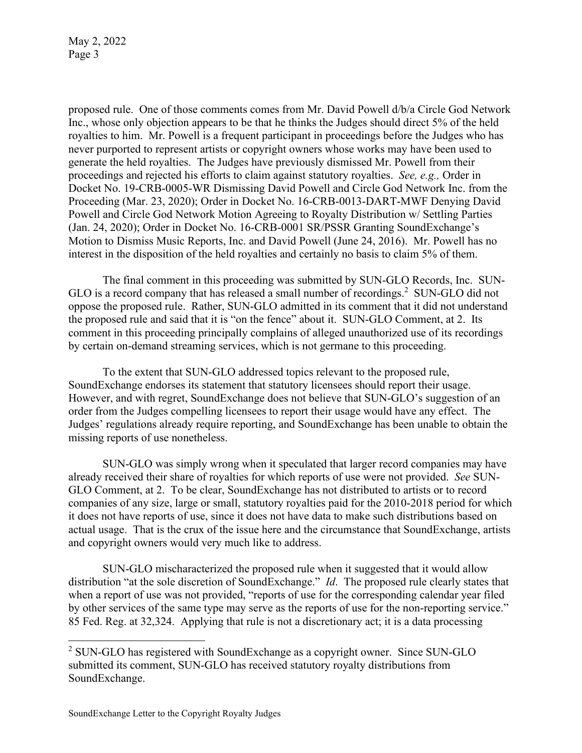proposed rule. One of those comments comes from Mr. David Powell d/b/a Circle God Network Inc., whose only objection appears to be that he thinks the Judges should direct 5% of the held royalties to him. Mr. Powell is a frequent participant in proceedings before the Judges who has never purported to represent artists or copyright owners whose works may have been used to generate the held royalties. The Judges have previously dismissed Mr. Powell from their proceedings and rejected his efforts to claim against statutory royalties. *See, e.g.,* Order in Docket No. 19-CRB-0005-WR Dismissing David Powell and Circle God Network Inc. from the Proceeding (Mar. 23, 2020); Order in Docket No. 16-CRB-0013-DART-MWF Denying David Powell and Circle God Network Motion Agreeing to Royalty Distribution w/ Settling Parties (Jan. 24, 2020); Order in Docket No. 16-CRB-0001 SR/PSSR Granting SoundExchange's Motion to Dismiss Music Reports, Inc. and David Powell (June 24, 2016). Mr. Powell has no interest in the disposition of the held royalties and certainly no basis to claim 5% of them.

The final comment in this proceeding was submitted by SUN-GLO Records, Inc. SUN-GLO is a record company that has released a small number of recordings.[2] SUN-GLO did not oppose the proposed rule. Rather, SUN-GLO admitted in its comment that it did not understand the proposed rule and said that it is "on the fence" about it. SUN-GLO Comment, at 2. Its comment in this proceeding principally complains of alleged unauthorized use of its recordings by certain on-demand streaming services, which is not germane to this proceeding.

To the extent that SUN-GLO addressed topics relevant to the proposed rule, SoundExchange endorses its statement that statutory licensees should report their usage. However, and with regret, SoundExchange does not believe that SUN-GLO's suggestion of an order from the Judges compelling licensees to report their usage would have any effect. The Judges' regulations already require reporting, and SoundExchange has been unable to obtain the missing reports of use nonetheless.

SUN-GLO was simply wrong when it speculated that larger record companies may have already received their share of royalties for which reports of use were not provided. *See* SUN-GLO Comment, at 2. To be clear, SoundExchange has not distributed to artists or to record companies of any size, large or small, statutory royalties paid for the 2010-2018 period for which it does not have reports of use, since it does not have data to make such distributions based on actual usage. That is the crux of the issue here and the circumstance that SoundExchange, artists and copyright owners would very much like to address.

SUN-GLO mischaracterized the proposed rule when it suggested that it would allow distribution "at the sole discretion of SoundExchange." *Id*. The proposed rule clearly states that when a report of use was not provided, "reports of use for the corresponding calendar year filed by other services of the same type may serve as the reports of use for the non-reporting service." 85 Fed. Reg. at 32,324. Applying that rule is not a discretionary act; it is a data processing

[2] SUN-GLO has registered with SoundExchange as a copyright owner. Since SUN-GLO submitted its comment, SUN-GLO has received statutory royalty distributions from SoundExchange.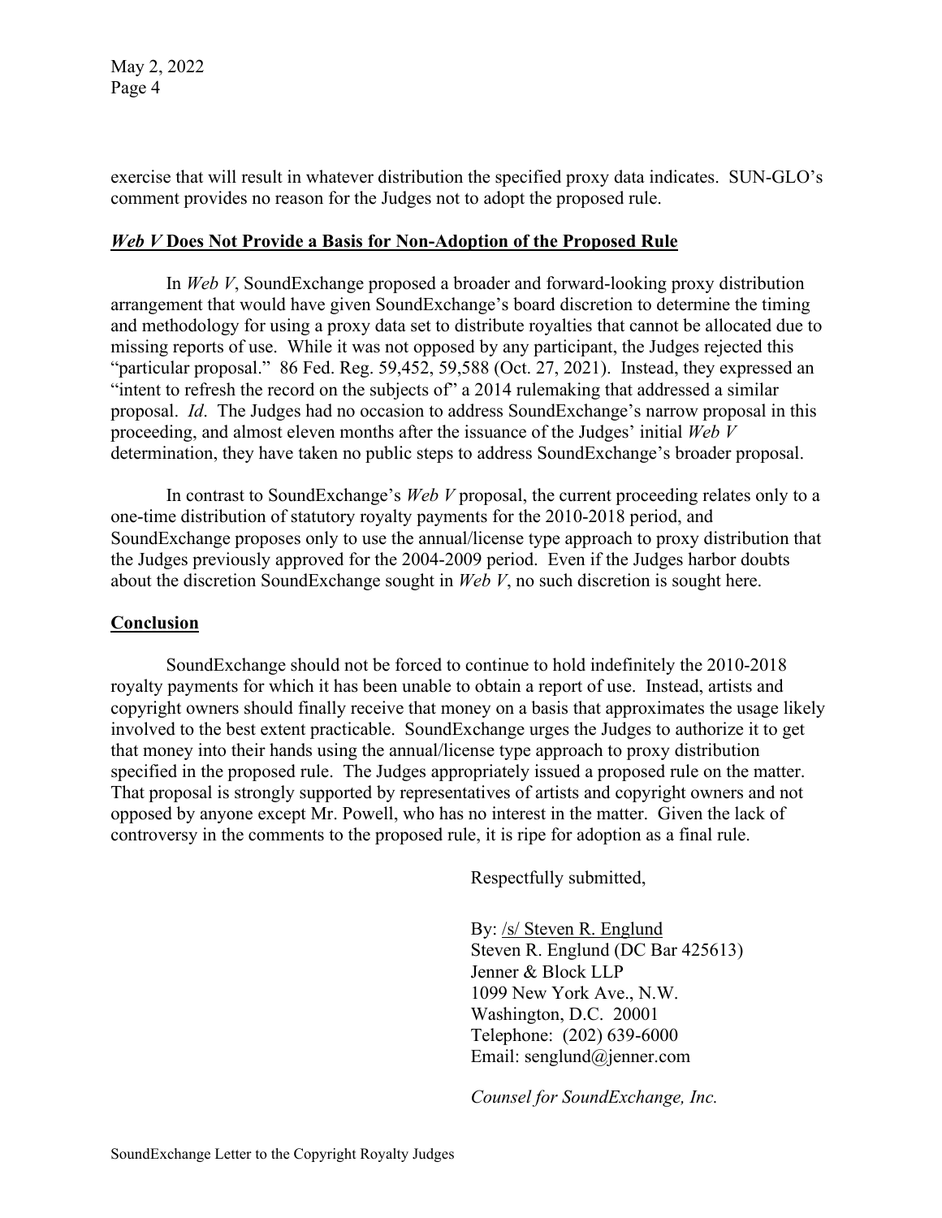exercise that will result in whatever distribution the specified proxy data indicates. SUN-GLO's comment provides no reason for the Judges not to adopt the proposed rule.

## ***Web V*** **Does Not Provide a Basis for Non-Adoption of the Proposed Rule**

In *Web V*, SoundExchange proposed a broader and forward-looking proxy distribution arrangement that would have given SoundExchange's board discretion to determine the timing and methodology for using a proxy data set to distribute royalties that cannot be allocated due to missing reports of use. While it was not opposed by any participant, the Judges rejected this "particular proposal." 86 Fed. Reg. 59,452, 59,588 (Oct. 27, 2021). Instead, they expressed an "intent to refresh the record on the subjects of" a 2014 rulemaking that addressed a similar proposal. *Id*. The Judges had no occasion to address SoundExchange's narrow proposal in this proceeding, and almost eleven months after the issuance of the Judges' initial *Web V* determination, they have taken no public steps to address SoundExchange's broader proposal.

In contrast to SoundExchange's *Web V* proposal, the current proceeding relates only to a one-time distribution of statutory royalty payments for the 2010-2018 period, and SoundExchange proposes only to use the annual/license type approach to proxy distribution that the Judges previously approved for the 2004-2009 period. Even if the Judges harbor doubts about the discretion SoundExchange sought in *Web V*, no such discretion is sought here.

## **Conclusion**

SoundExchange should not be forced to continue to hold indefinitely the 2010-2018 royalty payments for which it has been unable to obtain a report of use. Instead, artists and copyright owners should finally receive that money on a basis that approximates the usage likely involved to the best extent practicable. SoundExchange urges the Judges to authorize it to get that money into their hands using the annual/license type approach to proxy distribution specified in the proposed rule. The Judges appropriately issued a proposed rule on the matter. That proposal is strongly supported by representatives of artists and copyright owners and not opposed by anyone except Mr. Powell, who has no interest in the matter. Given the lack of controversy in the comments to the proposed rule, it is ripe for adoption as a final rule.

Respectfully submitted,

By: /s/ Steven R. Englund
Steven R. Englund (DC Bar 425613)
Jenner & Block LLP
1099 New York Ave., N.W.
Washington, D.C. 20001
Telephone: (202) 639-6000
Email: senglund@jenner.com

*Counsel for SoundExchange, Inc.*